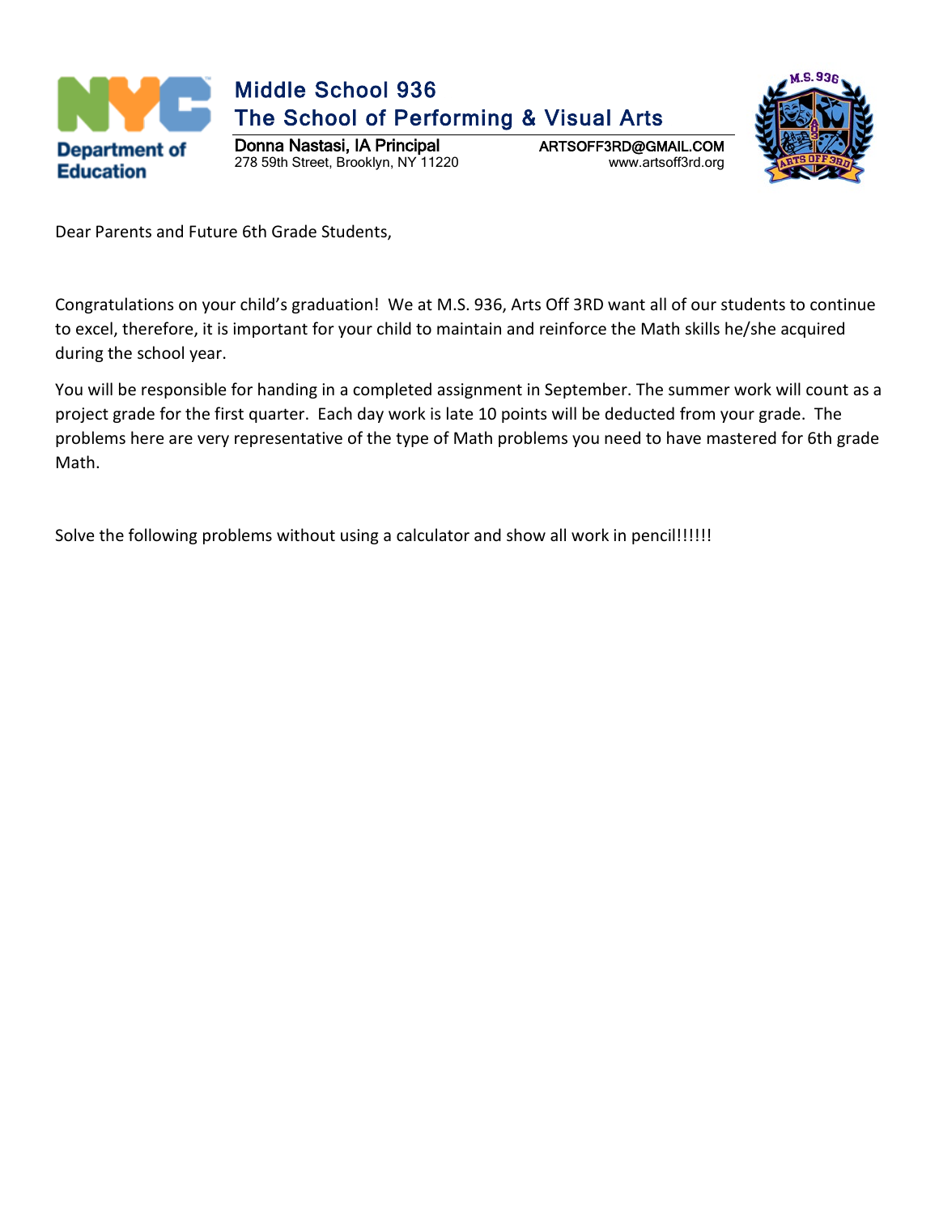# Middle School 936
## The School of Performing & Visual Arts

**Donna Nastasi, IA Principal**
278 59th Street, Brooklyn, NY 11220

ARTSOFF3RD@GMAIL.COM
www.artsoff3rd.org

Department of Education

Dear Parents and Future 6th Grade Students,

Congratulations on your child's graduation! We at M.S. 936, Arts Off 3RD want all of our students to continue to excel, therefore, it is important for your child to maintain and reinforce the Math skills he/she acquired during the school year.

You will be responsible for handing in a completed assignment in September. The summer work will count as a project grade for the first quarter. Each day work is late 10 points will be deducted from your grade. The problems here are very representative of the type of Math problems you need to have mastered for 6th grade Math.

Solve the following problems without using a calculator and show all work in pencil!!!!!!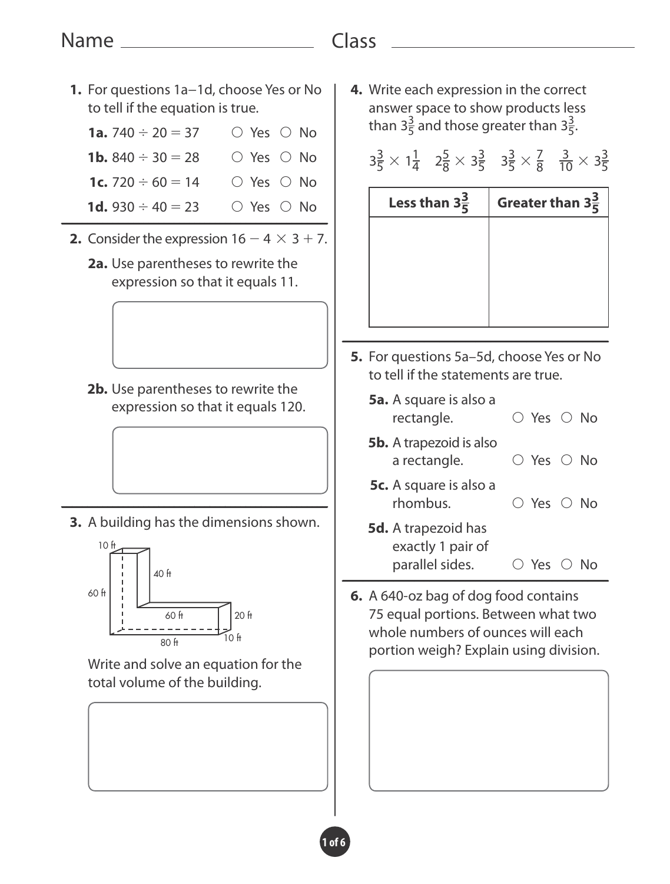Name ______________________ Class ______________________

**1.** For questions 1a–1d, choose Yes or No to tell if the equation is true.

**1a.** $740 \div 20 = 37$ ○ Yes ○ No

**1b.** $840 \div 30 = 28$ ○ Yes ○ No

**1c.** $720 \div 60 = 14$ ○ Yes ○ No

**1d.** $930 \div 40 = 23$ ○ Yes ○ No

---

**2.** Consider the expression $16 - 4 \times 3 + 7$.

**2a.** Use parentheses to rewrite the expression so that it equals 11.

**2b.** Use parentheses to rewrite the expression so that it equals 120.

---

**3.** A building has the dimensions shown.

10 ft, 40 ft, 60 ft, 60 ft, 20 ft, 80 ft, 10 ft

Write and solve an equation for the total volume of the building.

---

**4.** Write each expression in the correct answer space to show products less than $3\frac{3}{5}$ and those greater than $3\frac{3}{5}$.

$3\frac{3}{5} \times 1\frac{1}{4}$ $2\frac{5}{8} \times 3\frac{3}{5}$ $3\frac{3}{5} \times \frac{7}{8}$ $\frac{3}{10} \times 3\frac{3}{5}$

| Less than $3\frac{3}{5}$ | Greater than $3\frac{3}{5}$ |
| --- | --- |
| | |

---

**5.** For questions 5a–5d, choose Yes or No to tell if the statements are true.

**5a.** A square is also a rectangle. ○ Yes ○ No

**5b.** A trapezoid is also a rectangle. ○ Yes ○ No

**5c.** A square is also a rhombus. ○ Yes ○ No

**5d.** A trapezoid has exactly 1 pair of parallel sides. ○ Yes ○ No

---

**6.** A 640-oz bag of dog food contains 75 equal portions. Between what two whole numbers of ounces will each portion weigh? Explain using division.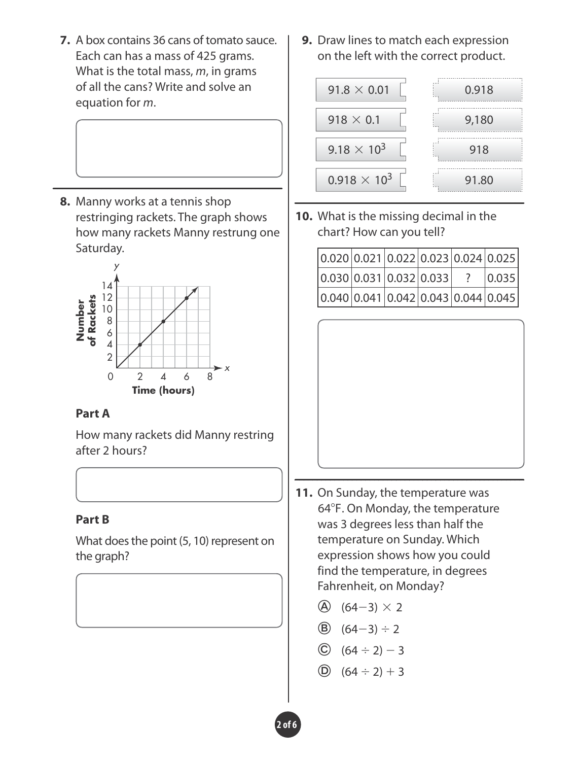**7.** A box contains 36 cans of tomato sauce. Each can has a mass of 425 grams. What is the total mass, $m$, in grams of all the cans? Write and solve an equation for $m$.

**8.** Manny works at a tennis shop restringing rackets. The graph shows how many rackets Manny restrung one Saturday.

**Part A**

How many rackets did Manny restring after 2 hours?

**Part B**

What does the point (5, 10) represent on the graph?

**9.** Draw lines to match each expression on the left with the correct product.

| Expression | Product |
|---|---|
| $91.8 \times 0.01$ | 0.918 |
| $918 \times 0.1$ | 9,180 |
| $9.18 \times 10^3$ | 918 |
| $0.918 \times 10^3$ | 91.80 |

**10.** What is the missing decimal in the chart? How can you tell?

| | | | | | |
|---|---|---|---|---|---|
| 0.020 | 0.021 | 0.022 | 0.023 | 0.024 | 0.025 |
| 0.030 | 0.031 | 0.032 | 0.033 | ? | 0.035 |
| 0.040 | 0.041 | 0.042 | 0.043 | 0.044 | 0.045 |

**11.** On Sunday, the temperature was 64°F. On Monday, the temperature was 3 degrees less than half the temperature on Sunday. Which expression shows how you could find the temperature, in degrees Fahrenheit, on Monday?

Ⓐ $(64 - 3) \times 2$

Ⓑ $(64 - 3) \div 2$

Ⓒ $(64 \div 2) - 3$

Ⓓ $(64 \div 2) + 3$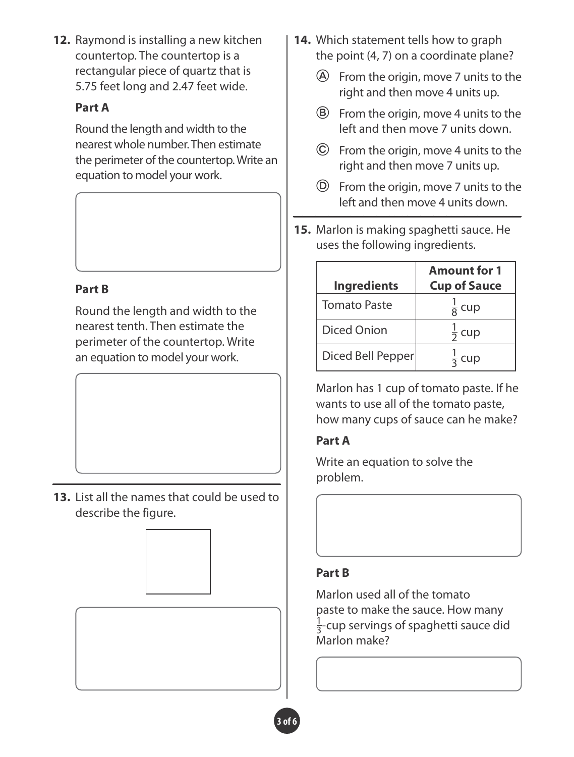**12.** Raymond is installing a new kitchen countertop. The countertop is a rectangular piece of quartz that is 5.75 feet long and 2.47 feet wide.

**Part A**

Round the length and width to the nearest whole number. Then estimate the perimeter of the countertop. Write an equation to model your work.

**Part B**

Round the length and width to the nearest tenth. Then estimate the perimeter of the countertop. Write an equation to model your work.

**13.** List all the names that could be used to describe the figure.

**14.** Which statement tells how to graph the point (4, 7) on a coordinate plane?

Ⓐ From the origin, move 7 units to the right and then move 4 units up.

Ⓑ From the origin, move 4 units to the left and then move 7 units down.

Ⓒ From the origin, move 4 units to the right and then move 7 units up.

Ⓓ From the origin, move 7 units to the left and then move 4 units down.

**15.** Marlon is making spaghetti sauce. He uses the following ingredients.

| Ingredients | Amount for 1 Cup of Sauce |
|---|---|
| Tomato Paste | $\frac{1}{8}$ cup |
| Diced Onion | $\frac{1}{2}$ cup |
| Diced Bell Pepper | $\frac{1}{3}$ cup |

Marlon has 1 cup of tomato paste. If he wants to use all of the tomato paste, how many cups of sauce can he make?

**Part A**

Write an equation to solve the problem.

**Part B**

Marlon used all of the tomato paste to make the sauce. How many $\frac{1}{3}$-cup servings of spaghetti sauce did Marlon make?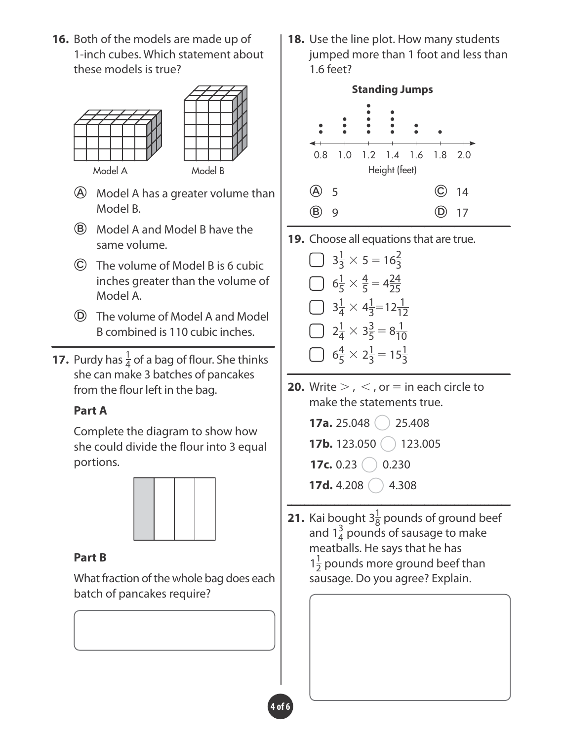**16.** Both of the models are made up of 1-inch cubes. Which statement about these models is true?

Model A     Model B

Ⓐ Model A has a greater volume than Model B.

Ⓑ Model A and Model B have the same volume.

Ⓒ The volume of Model B is 6 cubic inches greater than the volume of Model A.

Ⓓ The volume of Model A and Model B combined is 110 cubic inches.

---

**17.** Purdy has $\frac{1}{4}$ of a bag of flour. She thinks she can make 3 batches of pancakes from the flour left in the bag.

**Part A**

Complete the diagram to show how she could divide the flour into 3 equal portions.

**Part B**

What fraction of the whole bag does each batch of pancakes require?

---

**18.** Use the line plot. How many students jumped more than 1 foot and less than 1.6 feet?

**Standing Jumps**

Height (feet)

Ⓐ 5

Ⓑ 9

Ⓒ 14

Ⓓ 17

---

**19.** Choose all equations that are true.

- ☐ $3\frac{1}{3} \times 5 = 16\frac{2}{3}$
- ☐ $6\frac{1}{5} \times \frac{4}{5} = 4\frac{24}{25}$
- ☐ $3\frac{1}{4} \times 4\frac{1}{3} = 12\frac{1}{12}$
- ☐ $2\frac{1}{4} \times 3\frac{3}{5} = 8\frac{1}{10}$
- ☐ $6\frac{4}{5} \times 2\frac{1}{3} = 15\frac{1}{3}$

---

**20.** Write $>$, $<$, or $=$ in each circle to make the statements true.

**17a.** 25.048 ◯ 25.408

**17b.** 123.050 ◯ 123.005

**17c.** 0.23 ◯ 0.230

**17d.** 4.208 ◯ 4.308

---

**21.** Kai bought $3\frac{1}{8}$ pounds of ground beef and $1\frac{3}{4}$ pounds of sausage to make meatballs. He says that he has $1\frac{1}{2}$ pounds more ground beef than sausage. Do you agree? Explain.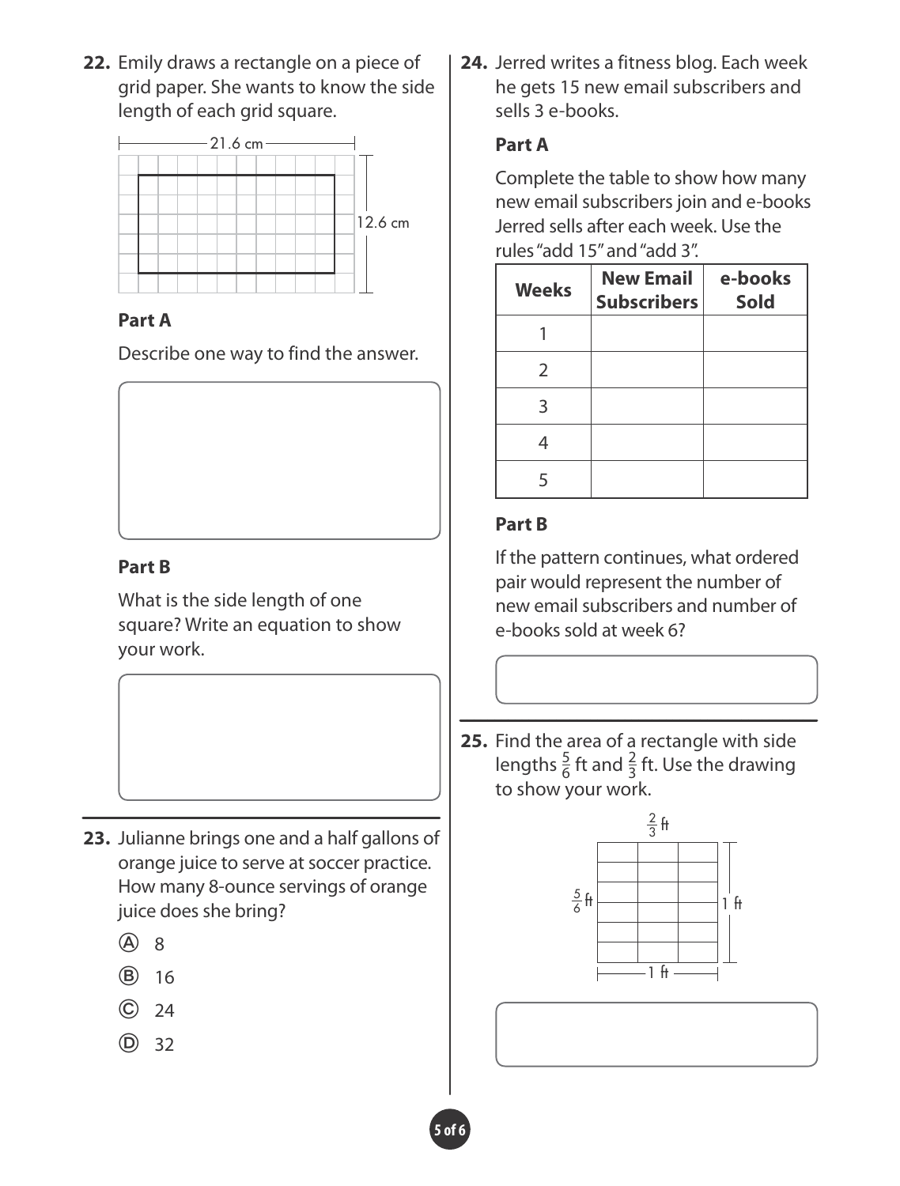**22.** Emily draws a rectangle on a piece of grid paper. She wants to know the side length of each grid square.

21.6 cm

12.6 cm

**Part A**

Describe one way to find the answer.

**Part B**

What is the side length of one square? Write an equation to show your work.

**23.** Julianne brings one and a half gallons of orange juice to serve at soccer practice. How many 8-ounce servings of orange juice does she bring?

Ⓐ 8

Ⓑ 16

Ⓒ 24

Ⓓ 32

**24.** Jerred writes a fitness blog. Each week he gets 15 new email subscribers and sells 3 e-books.

**Part A**

Complete the table to show how many new email subscribers join and e-books Jerred sells after each week. Use the rules "add 15" and "add 3".

| Weeks | New Email Subscribers | e-books Sold |
|---|---|---|
| 1 | | |
| 2 | | |
| 3 | | |
| 4 | | |
| 5 | | |

**Part B**

If the pattern continues, what ordered pair would represent the number of new email subscribers and number of e-books sold at week 6?

**25.** Find the area of a rectangle with side lengths $\frac{5}{6}$ ft and $\frac{2}{3}$ ft. Use the drawing to show your work.

$\frac{2}{3}$ ft

$\frac{5}{6}$ ft

1 ft

1 ft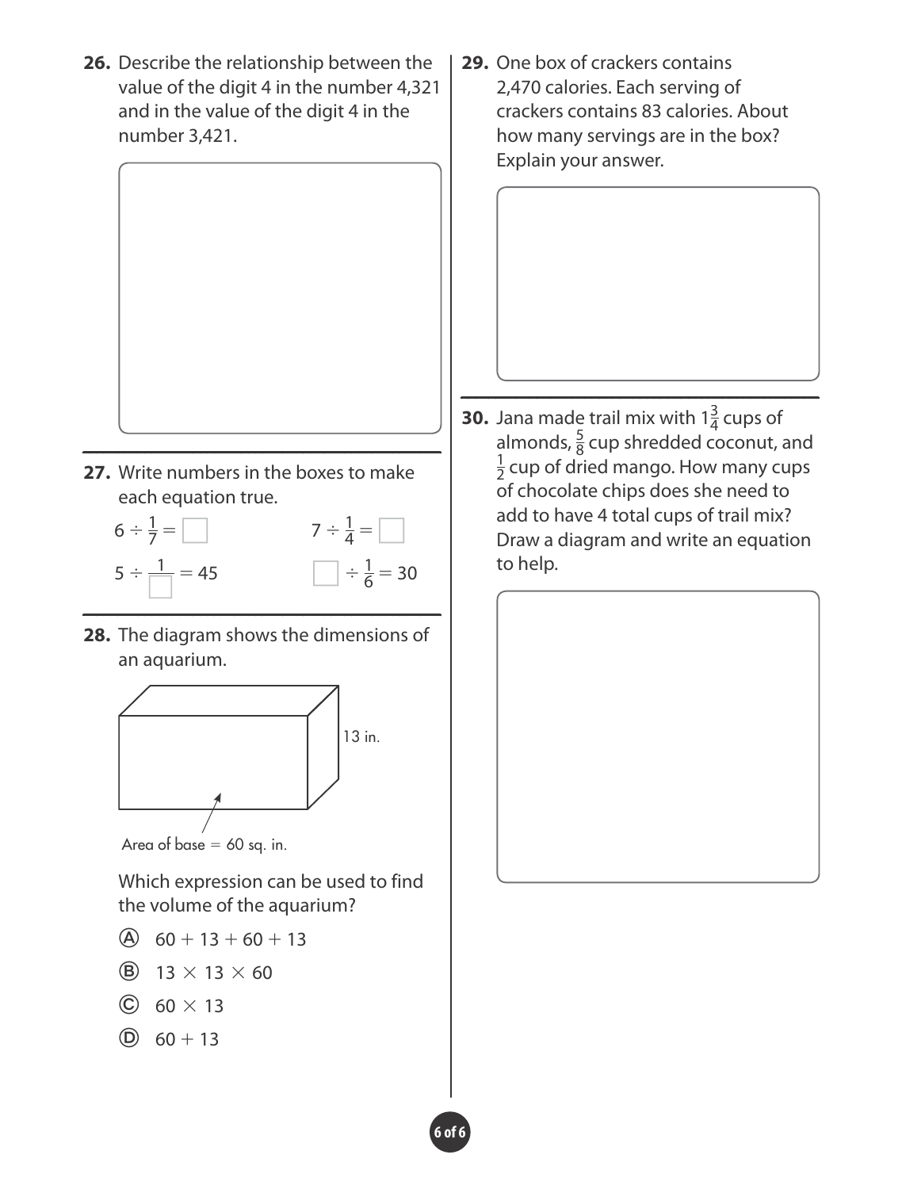**26.** Describe the relationship between the value of the digit 4 in the number 4,321 and in the value of the digit 4 in the number 3,421.

**27.** Write numbers in the boxes to make each equation true.

$6 \div \frac{1}{7} = \square$

$7 \div \frac{1}{4} = \square$

$5 \div \frac{1}{\square} = 45$

$\square \div \frac{1}{6} = 30$

**28.** The diagram shows the dimensions of an aquarium.

13 in.

Area of base = 60 sq. in.

Which expression can be used to find the volume of the aquarium?

Ⓐ $60 + 13 + 60 + 13$

Ⓑ $13 \times 13 \times 60$

Ⓒ $60 \times 13$

Ⓓ $60 + 13$

**29.** One box of crackers contains 2,470 calories. Each serving of crackers contains 83 calories. About how many servings are in the box? Explain your answer.

**30.** Jana made trail mix with $1\frac{3}{4}$ cups of almonds, $\frac{5}{8}$ cup shredded coconut, and $\frac{1}{2}$ cup of dried mango. How many cups of chocolate chips does she need to add to have 4 total cups of trail mix? Draw a diagram and write an equation to help.